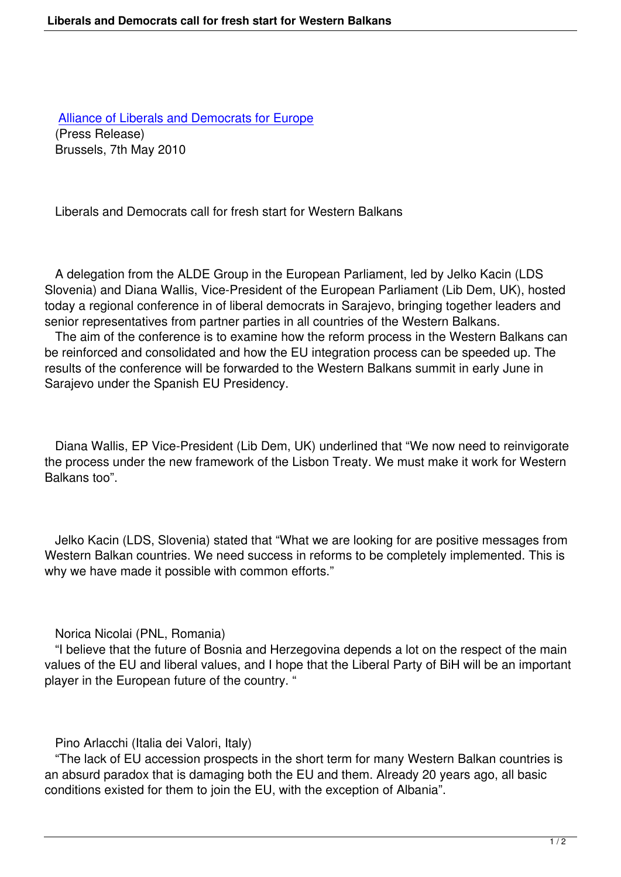[Alliance of Liberals and Democrats for Europe]
(Press Release)
Brussels, 7th May 2010

# Liberals and Democrats call for fresh start for Western Balkans

A delegation from the ALDE Group in the European Parliament, led by Jelko Kacin (LDS Slovenia) and Diana Wallis, Vice-President of the European Parliament (Lib Dem, UK), hosted today a regional conference in of liberal democrats in Sarajevo, bringing together leaders and senior representatives from partner parties in all countries of the Western Balkans.

The aim of the conference is to examine how the reform process in the Western Balkans can be reinforced and consolidated and how the EU integration process can be speeded up. The results of the conference will be forwarded to the Western Balkans summit in early June in Sarajevo under the Spanish EU Presidency.

Diana Wallis, EP Vice-President (Lib Dem, UK) underlined that "We now need to reinvigorate the process under the new framework of the Lisbon Treaty. We must make it work for Western Balkans too".

Jelko Kacin (LDS, Slovenia) stated that "What we are looking for are positive messages from Western Balkan countries. We need success in reforms to be completely implemented. This is why we have made it possible with common efforts."

Norica Nicolai (PNL, Romania)
"I believe that the future of Bosnia and Herzegovina depends a lot on the respect of the main values of the EU and liberal values, and I hope that the Liberal Party of BiH will be an important player in the European future of the country. "

Pino Arlacchi (Italia dei Valori, Italy)
"The lack of EU accession prospects in the short term for many Western Balkan countries is an absurd paradox that is damaging both the EU and them. Already 20 years ago, all basic conditions existed for them to join the EU, with the exception of Albania".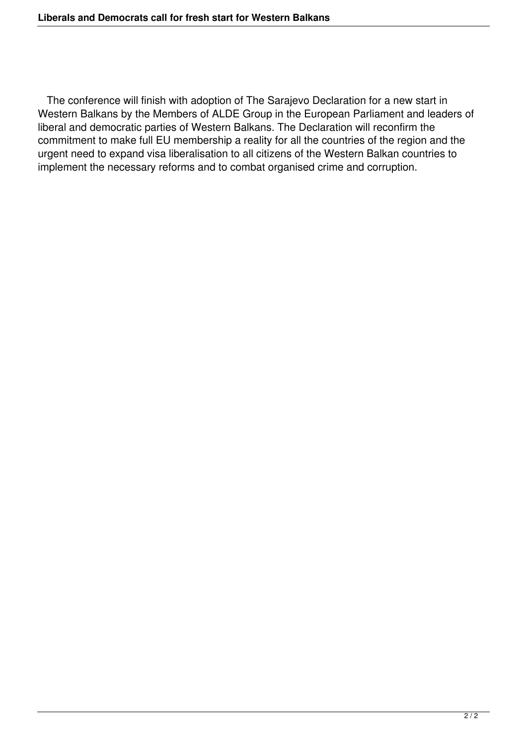The conference will finish with adoption of The Sarajevo Declaration for a new start in Western Balkans by the Members of ALDE Group in the European Parliament and leaders of liberal and democratic parties of Western Balkans. The Declaration will reconfirm the commitment to make full EU membership a reality for all the countries of the region and the urgent need to expand visa liberalisation to all citizens of the Western Balkan countries to implement the necessary reforms and to combat organised crime and corruption.